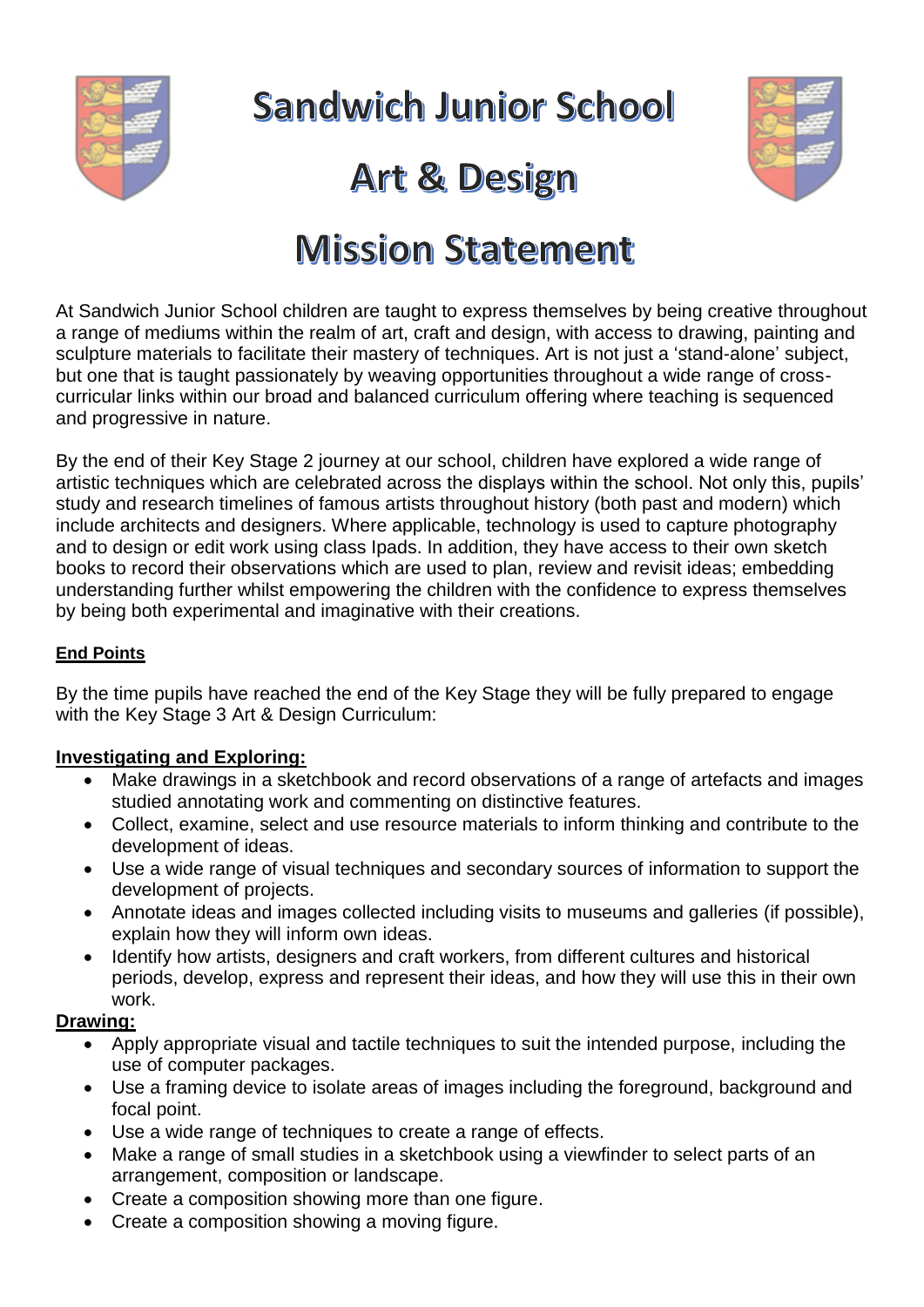# Sandwich Junior School

# Art & Design

# Mission Statement

At Sandwich Junior School children are taught to express themselves by being creative throughout a range of mediums within the realm of art, craft and design, with access to drawing, painting and sculpture materials to facilitate their mastery of techniques. Art is not just a 'stand-alone' subject, but one that is taught passionately by weaving opportunities throughout a wide range of cross-curricular links within our broad and balanced curriculum offering where teaching is sequenced and progressive in nature.

By the end of their Key Stage 2 journey at our school, children have explored a wide range of artistic techniques which are celebrated across the displays within the school. Not only this, pupils' study and research timelines of famous artists throughout history (both past and modern) which include architects and designers. Where applicable, technology is used to capture photography and to design or edit work using class Ipads. In addition, they have access to their own sketch books to record their observations which are used to plan, review and revisit ideas; embedding understanding further whilst empowering the children with the confidence to express themselves by being both experimental and imaginative with their creations.

**End Points**

By the time pupils have reached the end of the Key Stage they will be fully prepared to engage with the Key Stage 3 Art & Design Curriculum:

**Investigating and Exploring:**

- Make drawings in a sketchbook and record observations of a range of artefacts and images studied annotating work and commenting on distinctive features.
- Collect, examine, select and use resource materials to inform thinking and contribute to the development of ideas.
- Use a wide range of visual techniques and secondary sources of information to support the development of projects.
- Annotate ideas and images collected including visits to museums and galleries (if possible), explain how they will inform own ideas.
- Identify how artists, designers and craft workers, from different cultures and historical periods, develop, express and represent their ideas, and how they will use this in their own work.

**Drawing:**

- Apply appropriate visual and tactile techniques to suit the intended purpose, including the use of computer packages.
- Use a framing device to isolate areas of images including the foreground, background and focal point.
- Use a wide range of techniques to create a range of effects.
- Make a range of small studies in a sketchbook using a viewfinder to select parts of an arrangement, composition or landscape.
- Create a composition showing more than one figure.
- Create a composition showing a moving figure.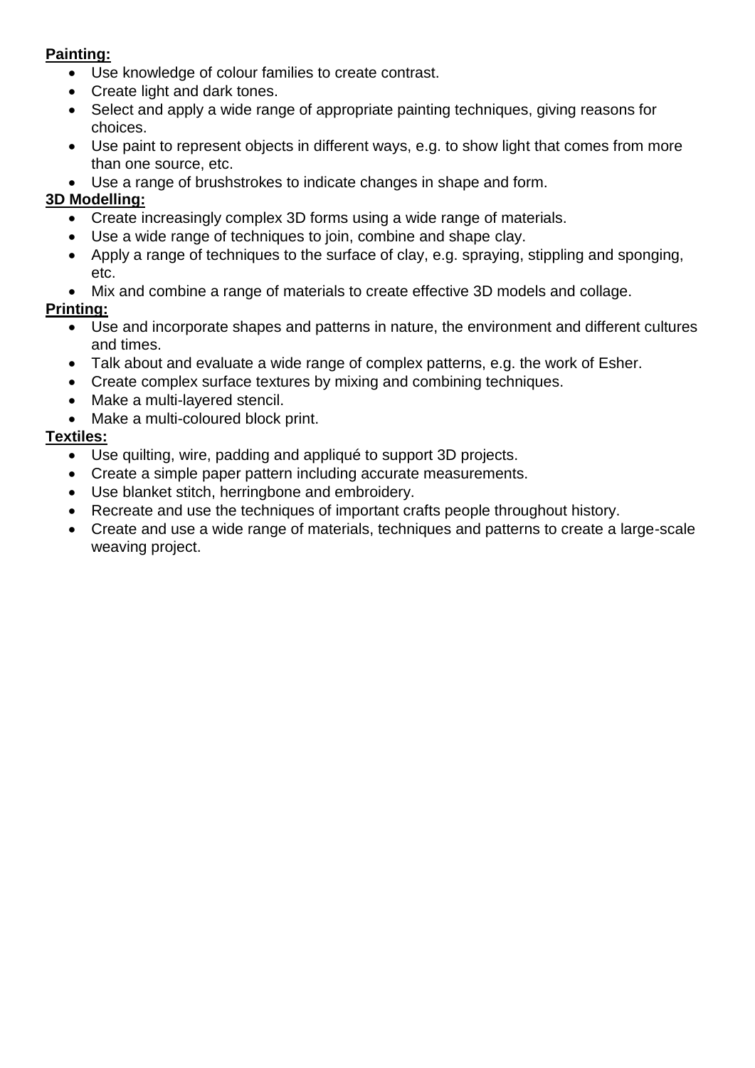**Painting:**

- Use knowledge of colour families to create contrast.
- Create light and dark tones.
- Select and apply a wide range of appropriate painting techniques, giving reasons for choices.
- Use paint to represent objects in different ways, e.g. to show light that comes from more than one source, etc.
- Use a range of brushstrokes to indicate changes in shape and form.

**3D Modelling:**

- Create increasingly complex 3D forms using a wide range of materials.
- Use a wide range of techniques to join, combine and shape clay.
- Apply a range of techniques to the surface of clay, e.g. spraying, stippling and sponging, etc.
- Mix and combine a range of materials to create effective 3D models and collage.

**Printing:**

- Use and incorporate shapes and patterns in nature, the environment and different cultures and times.
- Talk about and evaluate a wide range of complex patterns, e.g. the work of Esher.
- Create complex surface textures by mixing and combining techniques.
- Make a multi-layered stencil.
- Make a multi-coloured block print.

**Textiles:**

- Use quilting, wire, padding and appliqué to support 3D projects.
- Create a simple paper pattern including accurate measurements.
- Use blanket stitch, herringbone and embroidery.
- Recreate and use the techniques of important crafts people throughout history.
- Create and use a wide range of materials, techniques and patterns to create a large-scale weaving project.